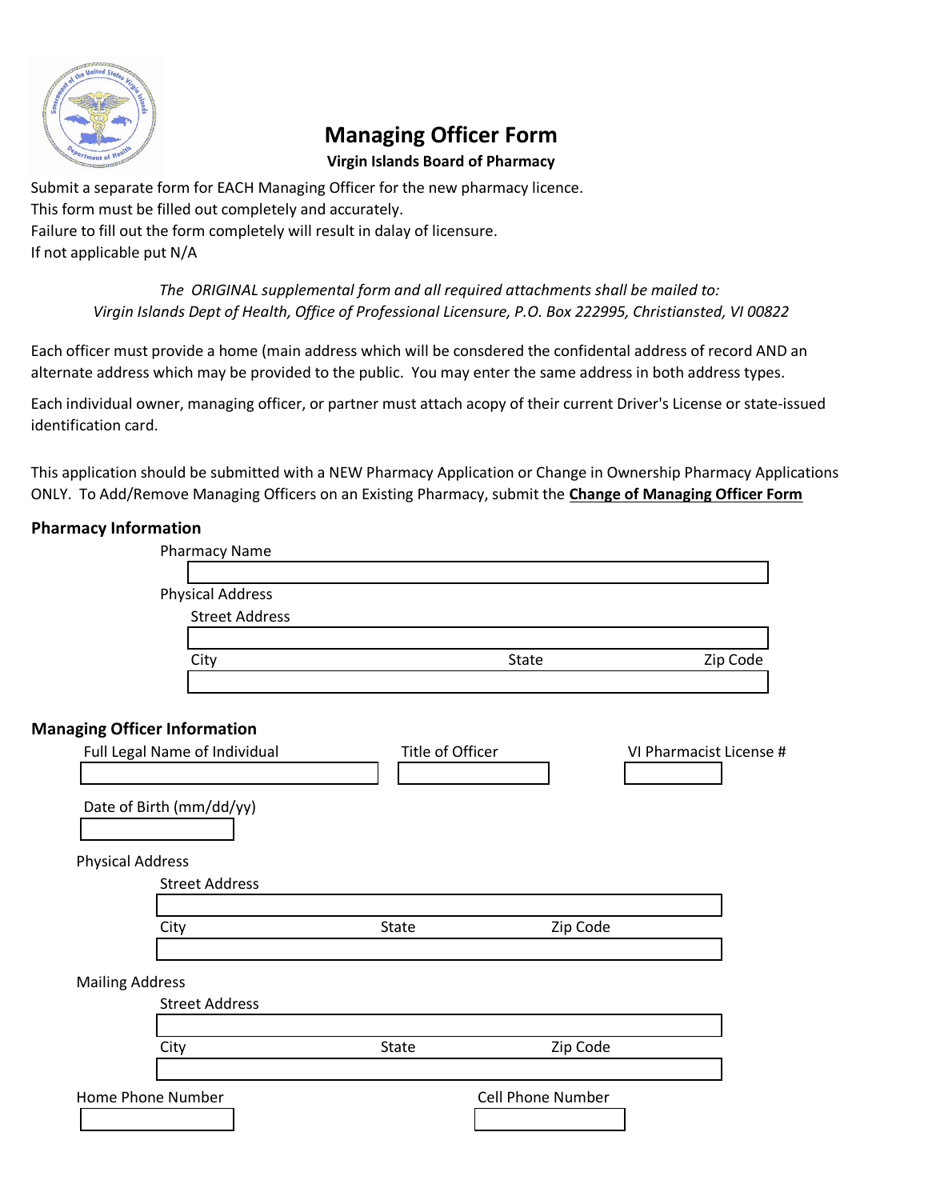# Managing Officer Form

**Virgin Islands Board of Pharmacy**

Submit a separate form for EACH Managing Officer for the new pharmacy licence.
This form must be filled out completely and accurately.
Failure to fill out the form completely will result in dalay of licensure.
If not applicable put N/A

*The ORIGINAL supplemental form and all required attachments shall be mailed to:*
*Virgin Islands Dept of Health, Office of Professional Licensure, P.O. Box 222995, Christiansted, VI 00822*

Each officer must provide a home (main address which will be consdered the confidental address of record AND an alternate address which may be provided to the public. You may enter the same address in both address types.

Each individual owner, managing officer, or partner must attach acopy of their current Driver's License or state-issued identification card.

This application should be submitted with a NEW Pharmacy Application or Change in Ownership Pharmacy Applications ONLY. To Add/Remove Managing Officers on an Existing Pharmacy, submit the **Change of Managing Officer Form**

## Pharmacy Information

Pharmacy Name

Physical Address

Street Address

City | State | Zip Code

## Managing Officer Information

Full Legal Name of Individual | Title of Officer | VI Pharmacist License #

Date of Birth (mm/dd/yy)

Physical Address

Street Address

City | State | Zip Code

Mailing Address

Street Address

City | State | Zip Code

Home Phone Number | Cell Phone Number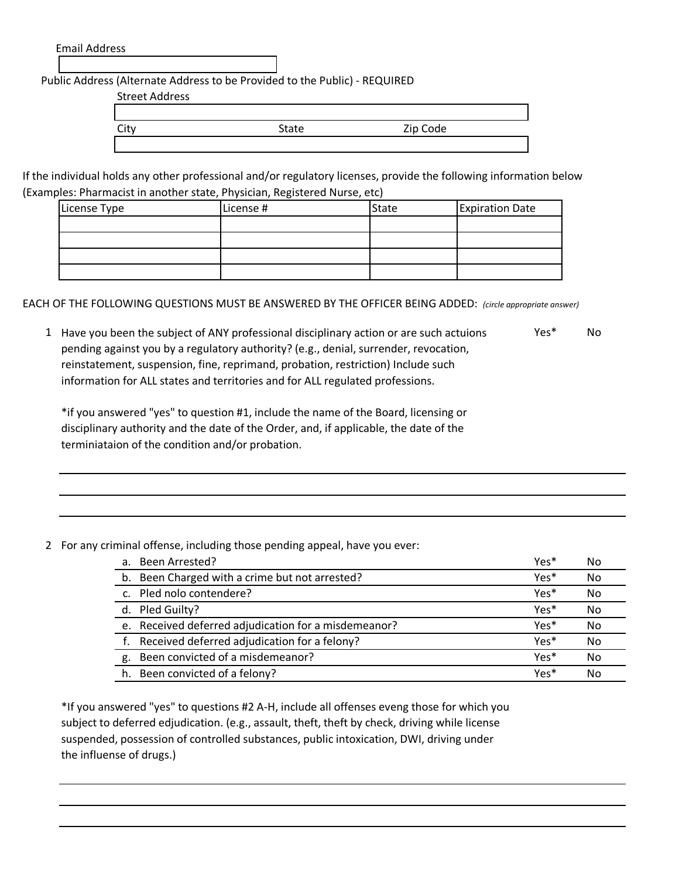Email Address

| |
|---|
| |

Public Address (Alternate Address to be Provided to the Public) - REQUIRED

| Street Address | | |
|---|---|---|
| | | |
| City | State | Zip Code |
| | | |

If the individual holds any other professional and/or regulatory licenses, provide the following information below (Examples: Pharmacist in another state, Physician, Registered Nurse, etc)

| License Type | License # | State | Expiration Date |
|---|---|---|---|
| | | | |
| | | | |
| | | | |
| | | | |

EACH OF THE FOLLOWING QUESTIONS MUST BE ANSWERED BY THE OFFICER BEING ADDED: *(circle appropriate answer)*

1. Have you been the subject of ANY professional disciplinary action or are such actuions pending against you by a regulatory authority? (e.g., denial, surrender, revocation, reinstatement, suspension, fine, reprimand, probation, restriction) Include such information for ALL states and territories and for ALL regulated professions. Yes* No

   *if you answered "yes" to question #1, include the name of the Board, licensing or disciplinary authority and the date of the Order, and, if applicable, the date of the terminiataion of the condition and/or probation.

   ___________________________________________________________

   ___________________________________________________________

   ___________________________________________________________

2. For any criminal offense, including those pending appeal, have you ever:

| | | |
|---|---|---|
| a. Been Arrested? | Yes* | No |
| b. Been Charged with a crime but not arrested? | Yes* | No |
| c. Pled nolo contendere? | Yes* | No |
| d. Pled Guilty? | Yes* | No |
| e. Received deferred adjudication for a misdemeanor? | Yes* | No |
| f. Received deferred adjudication for a felony? | Yes* | No |
| g. Been convicted of a misdemeanor? | Yes* | No |
| h. Been convicted of a felony? | Yes* | No |

   *If you answered "yes" to questions #2 A-H, include all offenses eveng those for which you subject to deferred edjudication. (e.g., assault, theft, theft by check, driving while license suspended, possession of controlled substances, public intoxication, DWI, driving under the influense of drugs.)

   ___________________________________________________________

   ___________________________________________________________

   ___________________________________________________________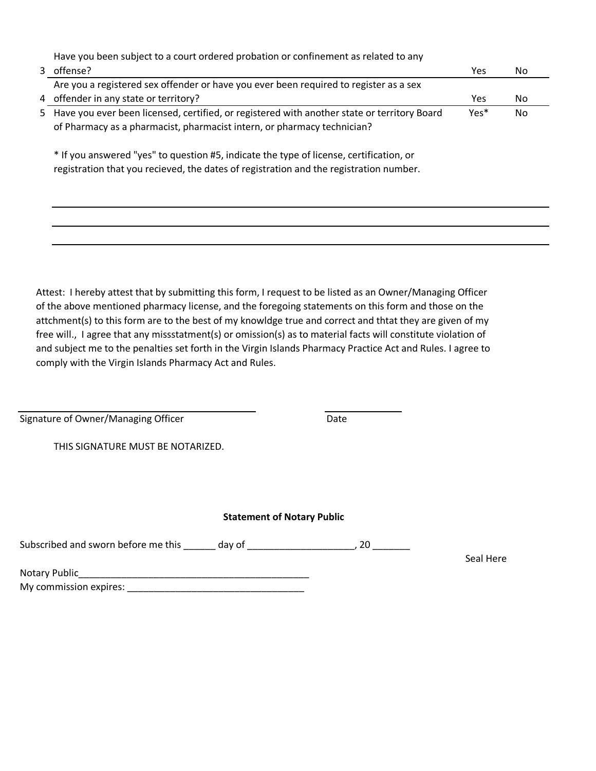| | | | |
|---|---|---|---|
| 3 | Have you been subject to a court ordered probation or confinement as related to any offense? | Yes | No |
| 4 | Are you a registered sex offender or have you ever been required to register as a sex offender in any state or territory? | Yes | No |
| 5 | Have you ever been licensed, certified, or registered with another state or territory Board of Pharmacy as a pharmacist, pharmacist intern, or pharmacy technician? | Yes* | No |

* If you answered "yes" to question #5, indicate the type of license, certification, or registration that you recieved, the dates of registration and the registration number.

______________________________________________________________________

______________________________________________________________________

______________________________________________________________________

Attest: I hereby attest that by submitting this form, I request to be listed as an Owner/Managing Officer of the above mentioned pharmacy license, and the foregoing statements on this form and those on the attchment(s) to this form are to the best of my knowldge true and correct and thtat they are given of my free will., I agree that any missstatment(s) or omission(s) as to material facts will constitute violation of and subject me to the penalties set forth in the Virgin Islands Pharmacy Practice Act and Rules. I agree to comply with the Virgin Islands Pharmacy Act and Rules.

______________________________________________ ______________

Signature of Owner/Managing Officer Date

THIS SIGNATURE MUST BE NOTARIZED.

**Statement of Notary Public**

Subscribed and sworn before me this ______ day of ____________________, 20 _______

Seal Here

Notary Public_____________________________________________

My commission expires: _________________________________